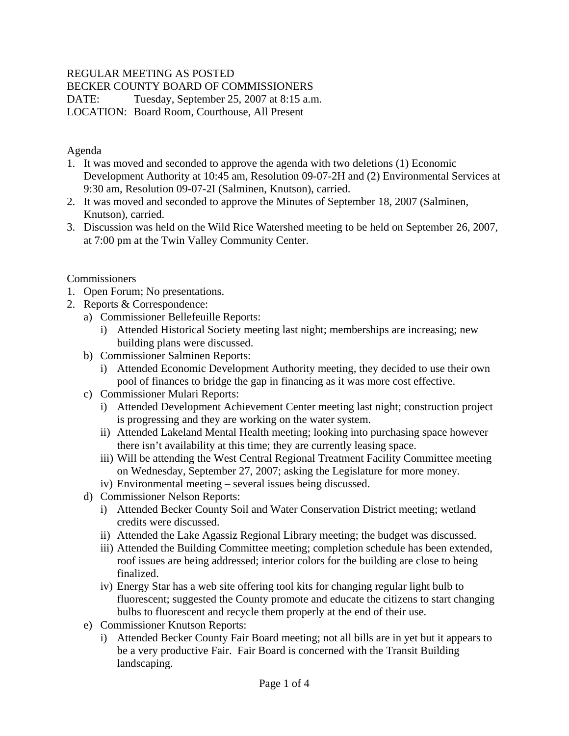REGULAR MEETING AS POSTED
BECKER COUNTY BOARD OF COMMISSIONERS
DATE: Tuesday, September 25, 2007 at 8:15 a.m.
LOCATION: Board Room, Courthouse, All Present

Agenda

1. It was moved and seconded to approve the agenda with two deletions (1) Economic Development Authority at 10:45 am, Resolution 09-07-2H and (2) Environmental Services at 9:30 am, Resolution 09-07-2I (Salminen, Knutson), carried.
2. It was moved and seconded to approve the Minutes of September 18, 2007 (Salminen, Knutson), carried.
3. Discussion was held on the Wild Rice Watershed meeting to be held on September 26, 2007, at 7:00 pm at the Twin Valley Community Center.

Commissioners

1. Open Forum; No presentations.
2. Reports & Correspondence:
   a) Commissioner Bellefeuille Reports:
      i) Attended Historical Society meeting last night; memberships are increasing; new building plans were discussed.
   b) Commissioner Salminen Reports:
      i) Attended Economic Development Authority meeting, they decided to use their own pool of finances to bridge the gap in financing as it was more cost effective.
   c) Commissioner Mulari Reports:
      i) Attended Development Achievement Center meeting last night; construction project is progressing and they are working on the water system.
      ii) Attended Lakeland Mental Health meeting; looking into purchasing space however there isn't availability at this time; they are currently leasing space.
      iii) Will be attending the West Central Regional Treatment Facility Committee meeting on Wednesday, September 27, 2007; asking the Legislature for more money.
      iv) Environmental meeting – several issues being discussed.
   d) Commissioner Nelson Reports:
      i) Attended Becker County Soil and Water Conservation District meeting; wetland credits were discussed.
      ii) Attended the Lake Agassiz Regional Library meeting; the budget was discussed.
      iii) Attended the Building Committee meeting; completion schedule has been extended, roof issues are being addressed; interior colors for the building are close to being finalized.
      iv) Energy Star has a web site offering tool kits for changing regular light bulb to fluorescent; suggested the County promote and educate the citizens to start changing bulbs to fluorescent and recycle them properly at the end of their use.
   e) Commissioner Knutson Reports:
      i) Attended Becker County Fair Board meeting; not all bills are in yet but it appears to be a very productive Fair. Fair Board is concerned with the Transit Building landscaping.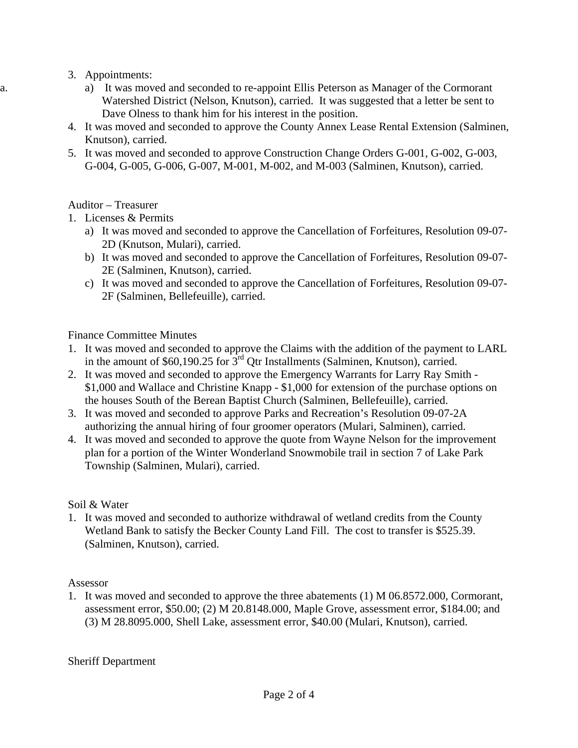3. Appointments:
   a) It was moved and seconded to re-appoint Ellis Peterson as Manager of the Cormorant Watershed District (Nelson, Knutson), carried. It was suggested that a letter be sent to Dave Olness to thank him for his interest in the position.
4. It was moved and seconded to approve the County Annex Lease Rental Extension (Salminen, Knutson), carried.
5. It was moved and seconded to approve Construction Change Orders G-001, G-002, G-003, G-004, G-005, G-006, G-007, M-001, M-002, and M-003 (Salminen, Knutson), carried.

Auditor – Treasurer

1. Licenses & Permits
   a) It was moved and seconded to approve the Cancellation of Forfeitures, Resolution 09-07-2D (Knutson, Mulari), carried.
   b) It was moved and seconded to approve the Cancellation of Forfeitures, Resolution 09-07-2E (Salminen, Knutson), carried.
   c) It was moved and seconded to approve the Cancellation of Forfeitures, Resolution 09-07-2F (Salminen, Bellefeuille), carried.

Finance Committee Minutes

1. It was moved and seconded to approve the Claims with the addition of the payment to LARL in the amount of $60,190.25 for 3rd Qtr Installments (Salminen, Knutson), carried.
2. It was moved and seconded to approve the Emergency Warrants for Larry Ray Smith - $1,000 and Wallace and Christine Knapp - $1,000 for extension of the purchase options on the houses South of the Berean Baptist Church (Salminen, Bellefeuille), carried.
3. It was moved and seconded to approve Parks and Recreation's Resolution 09-07-2A authorizing the annual hiring of four groomer operators (Mulari, Salminen), carried.
4. It was moved and seconded to approve the quote from Wayne Nelson for the improvement plan for a portion of the Winter Wonderland Snowmobile trail in section 7 of Lake Park Township (Salminen, Mulari), carried.

Soil & Water

1. It was moved and seconded to authorize withdrawal of wetland credits from the County Wetland Bank to satisfy the Becker County Land Fill. The cost to transfer is $525.39. (Salminen, Knutson), carried.

Assessor

1. It was moved and seconded to approve the three abatements (1) M 06.8572.000, Cormorant, assessment error, $50.00; (2) M 20.8148.000, Maple Grove, assessment error, $184.00; and (3) M 28.8095.000, Shell Lake, assessment error, $40.00 (Mulari, Knutson), carried.

Sheriff Department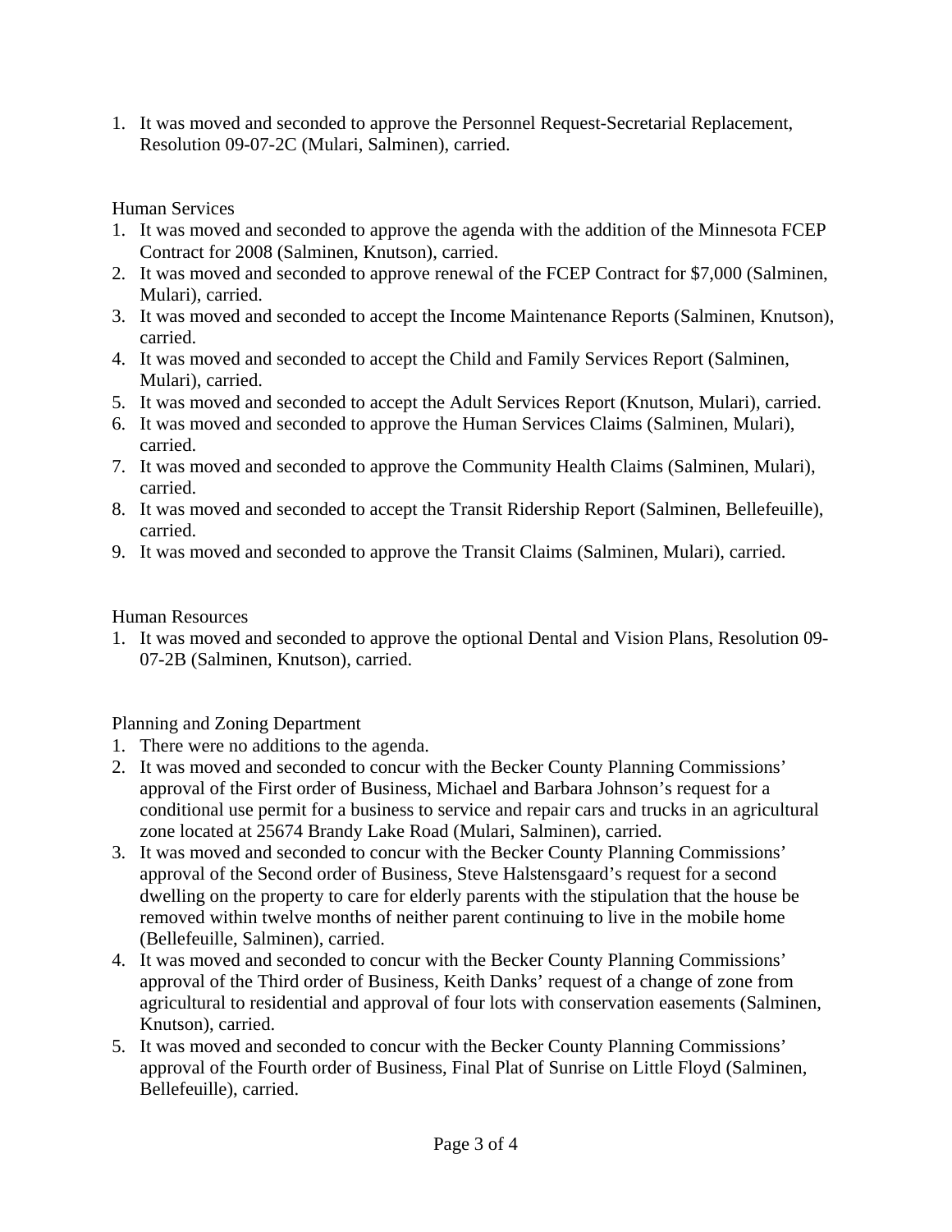1. It was moved and seconded to approve the Personnel Request-Secretarial Replacement, Resolution 09-07-2C (Mulari, Salminen), carried.

Human Services

1. It was moved and seconded to approve the agenda with the addition of the Minnesota FCEP Contract for 2008 (Salminen, Knutson), carried.
2. It was moved and seconded to approve renewal of the FCEP Contract for $7,000 (Salminen, Mulari), carried.
3. It was moved and seconded to accept the Income Maintenance Reports (Salminen, Knutson), carried.
4. It was moved and seconded to accept the Child and Family Services Report (Salminen, Mulari), carried.
5. It was moved and seconded to accept the Adult Services Report (Knutson, Mulari), carried.
6. It was moved and seconded to approve the Human Services Claims (Salminen, Mulari), carried.
7. It was moved and seconded to approve the Community Health Claims (Salminen, Mulari), carried.
8. It was moved and seconded to accept the Transit Ridership Report (Salminen, Bellefeuille), carried.
9. It was moved and seconded to approve the Transit Claims (Salminen, Mulari), carried.

Human Resources

1. It was moved and seconded to approve the optional Dental and Vision Plans, Resolution 09-07-2B (Salminen, Knutson), carried.

Planning and Zoning Department

1. There were no additions to the agenda.
2. It was moved and seconded to concur with the Becker County Planning Commissions' approval of the First order of Business, Michael and Barbara Johnson's request for a conditional use permit for a business to service and repair cars and trucks in an agricultural zone located at 25674 Brandy Lake Road (Mulari, Salminen), carried.
3. It was moved and seconded to concur with the Becker County Planning Commissions' approval of the Second order of Business, Steve Halstensgaard's request for a second dwelling on the property to care for elderly parents with the stipulation that the house be removed within twelve months of neither parent continuing to live in the mobile home (Bellefeuille, Salminen), carried.
4. It was moved and seconded to concur with the Becker County Planning Commissions' approval of the Third order of Business, Keith Danks' request of a change of zone from agricultural to residential and approval of four lots with conservation easements (Salminen, Knutson), carried.
5. It was moved and seconded to concur with the Becker County Planning Commissions' approval of the Fourth order of Business, Final Plat of Sunrise on Little Floyd (Salminen, Bellefeuille), carried.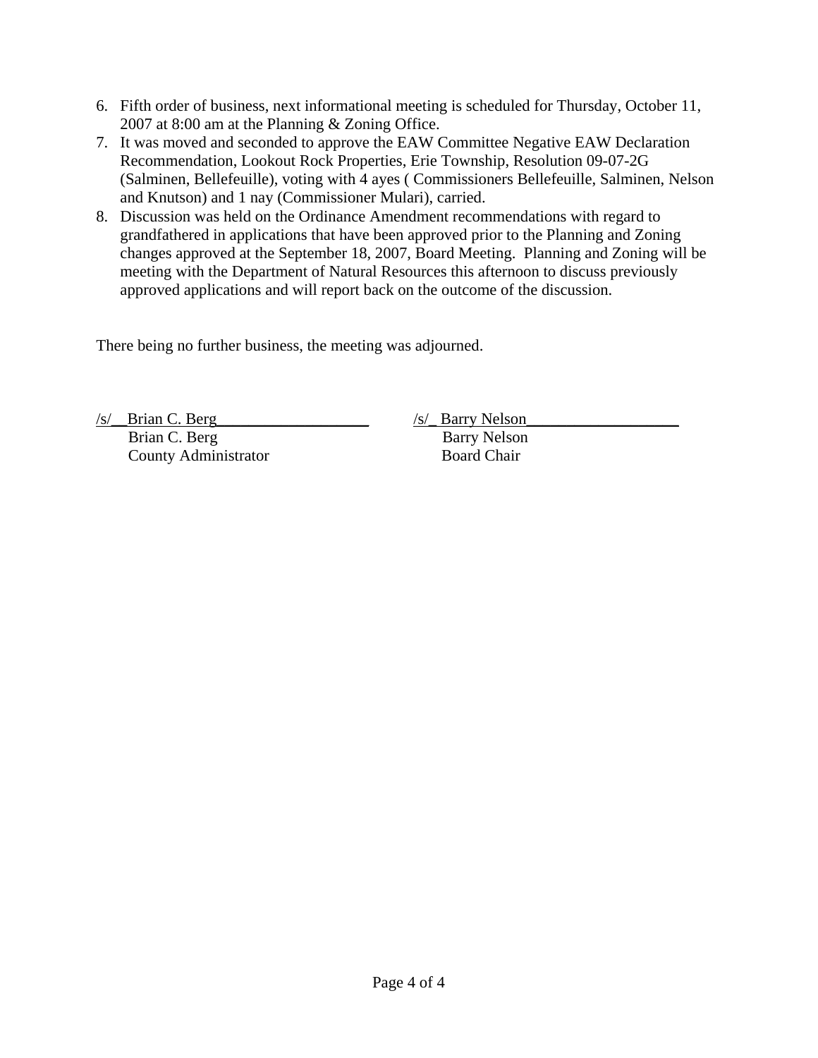6. Fifth order of business, next informational meeting is scheduled for Thursday, October 11, 2007 at 8:00 am at the Planning & Zoning Office.
7. It was moved and seconded to approve the EAW Committee Negative EAW Declaration Recommendation, Lookout Rock Properties, Erie Township, Resolution 09-07-2G (Salminen, Bellefeuille), voting with 4 ayes ( Commissioners Bellefeuille, Salminen, Nelson and Knutson) and 1 nay (Commissioner Mulari), carried.
8. Discussion was held on the Ordinance Amendment recommendations with regard to grandfathered in applications that have been approved prior to the Planning and Zoning changes approved at the September 18, 2007, Board Meeting. Planning and Zoning will be meeting with the Department of Natural Resources this afternoon to discuss previously approved applications and will report back on the outcome of the discussion.

There being no further business, the meeting was adjourned.

/s/__Brian C. Berg___________________
Brian C. Berg
County Administrator

/s/_ Barry Nelson___________________
Barry Nelson
Board Chair